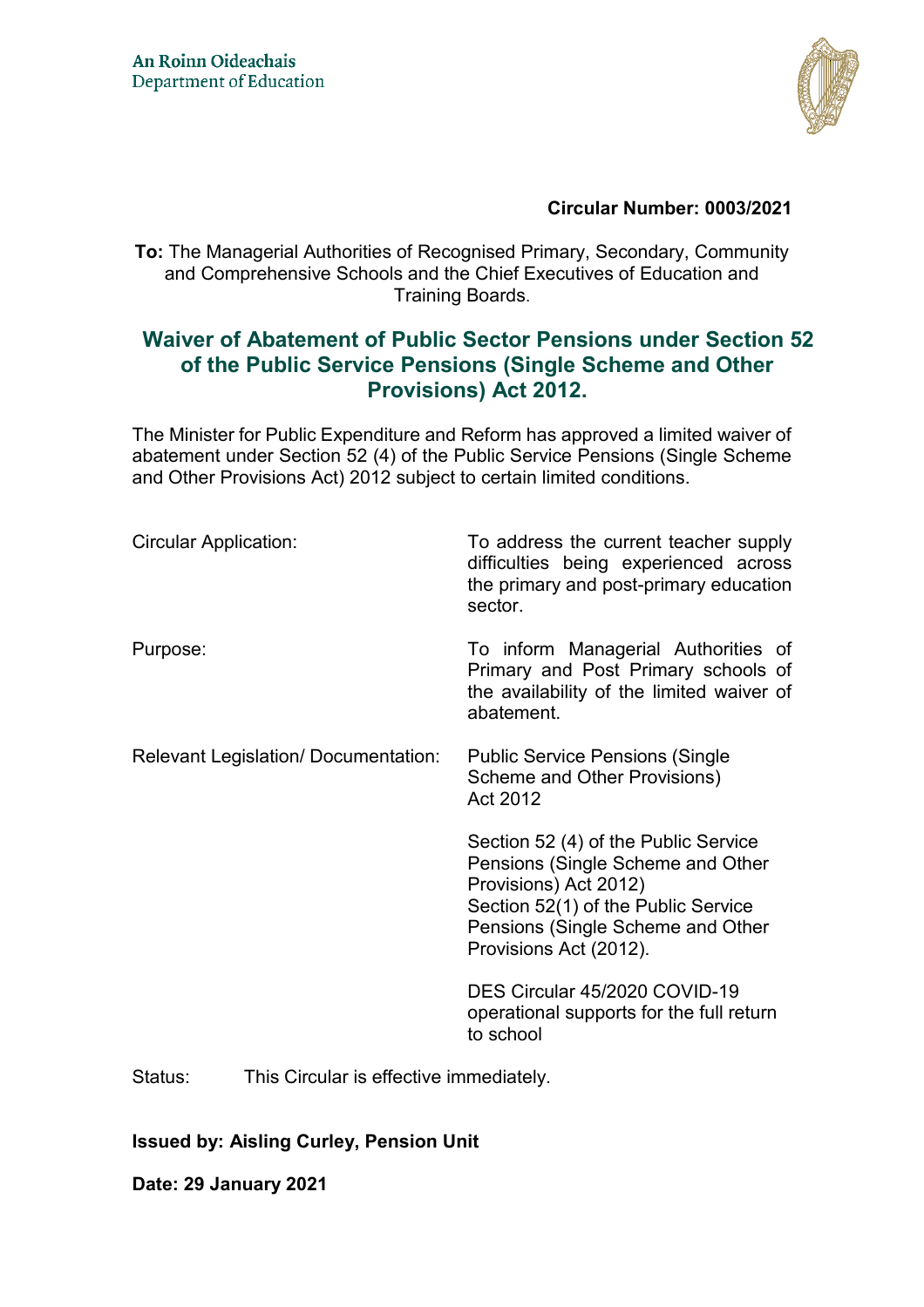An Roinn Oideachais
Department of Education

**Circular Number: 0003/2021**

**To:** The Managerial Authorities of Recognised Primary, Secondary, Community and Comprehensive Schools and the Chief Executives of Education and Training Boards.

# Waiver of Abatement of Public Sector Pensions under Section 52 of the Public Service Pensions (Single Scheme and Other Provisions) Act 2012.

The Minister for Public Expenditure and Reform has approved a limited waiver of abatement under Section 52 (4) of the Public Service Pensions (Single Scheme and Other Provisions Act) 2012 subject to certain limited conditions.

| | |
|---|---|
| Circular Application: | To address the current teacher supply difficulties being experienced across the primary and post-primary education sector. |
| Purpose: | To inform Managerial Authorities of Primary and Post Primary schools of the availability of the limited waiver of abatement. |
| Relevant Legislation/ Documentation: | Public Service Pensions (Single Scheme and Other Provisions) Act 2012<br><br>Section 52 (4) of the Public Service Pensions (Single Scheme and Other Provisions) Act 2012)<br>Section 52(1) of the Public Service Pensions (Single Scheme and Other Provisions Act (2012).<br><br>DES Circular 45/2020 COVID-19 operational supports for the full return to school |

Status: This Circular is effective immediately.

**Issued by: Aisling Curley, Pension Unit**

**Date: 29 January 2021**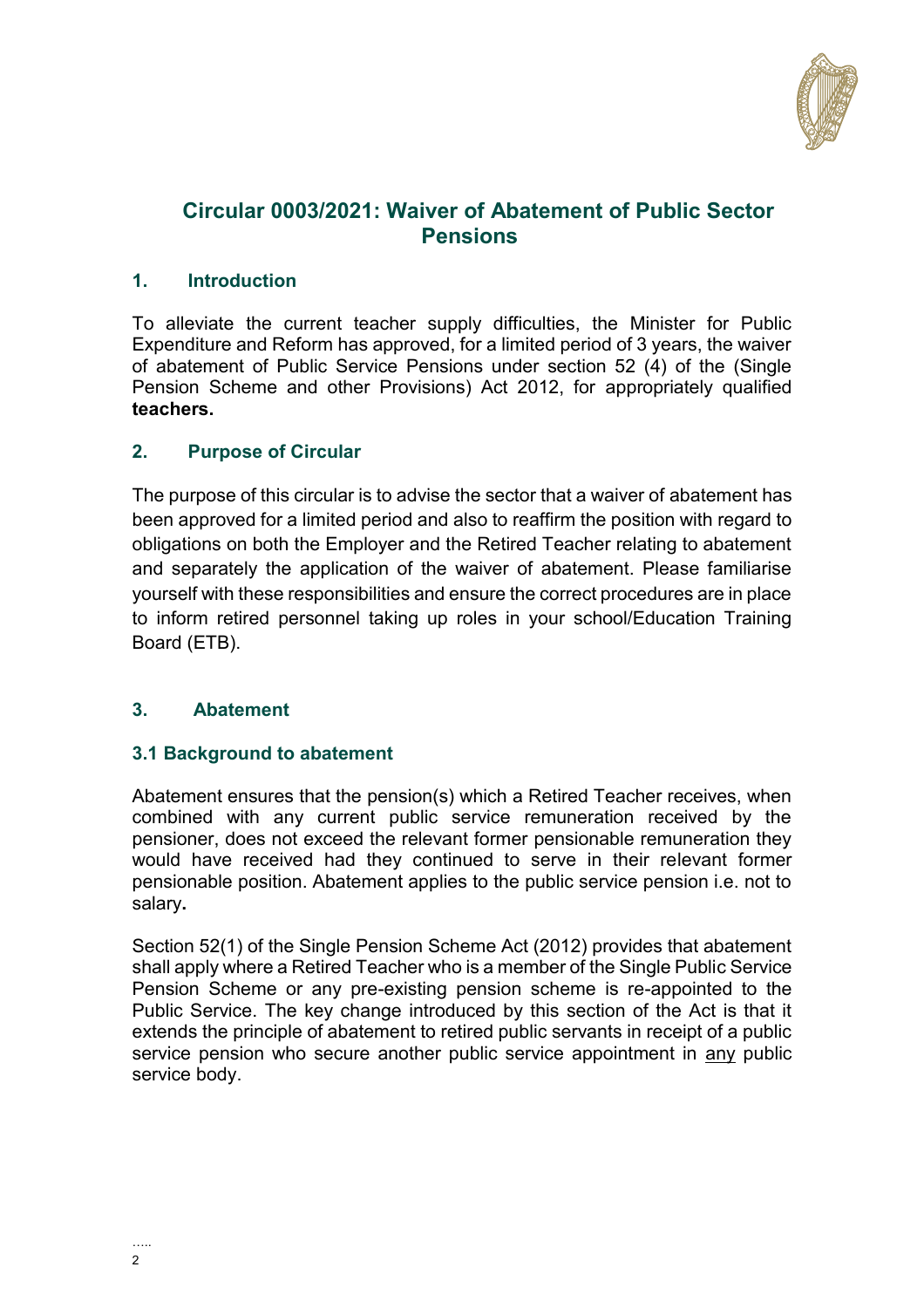## Circular 0003/2021: Waiver of Abatement of Public Sector Pensions

### 1. Introduction

To alleviate the current teacher supply difficulties, the Minister for Public Expenditure and Reform has approved, for a limited period of 3 years, the waiver of abatement of Public Service Pensions under section 52 (4) of the (Single Pension Scheme and other Provisions) Act 2012, for appropriately qualified **teachers.**

### 2. Purpose of Circular

The purpose of this circular is to advise the sector that a waiver of abatement has been approved for a limited period and also to reaffirm the position with regard to obligations on both the Employer and the Retired Teacher relating to abatement and separately the application of the waiver of abatement. Please familiarise yourself with these responsibilities and ensure the correct procedures are in place to inform retired personnel taking up roles in your school/Education Training Board (ETB).

### 3. Abatement

#### 3.1 Background to abatement

Abatement ensures that the pension(s) which a Retired Teacher receives, when combined with any current public service remuneration received by the pensioner, does not exceed the relevant former pensionable remuneration they would have received had they continued to serve in their relevant former pensionable position. Abatement applies to the public service pension i.e. not to salary**.**

Section 52(1) of the Single Pension Scheme Act (2012) provides that abatement shall apply where a Retired Teacher who is a member of the Single Public Service Pension Scheme or any pre-existing pension scheme is re-appointed to the Public Service. The key change introduced by this section of the Act is that it extends the principle of abatement to retired public servants in receipt of a public service pension who secure another public service appointment in <u>any</u> public service body.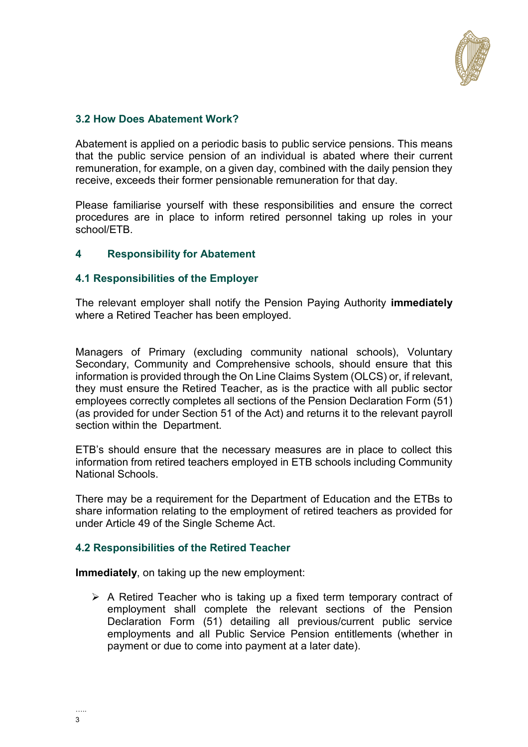### 3.2 How Does Abatement Work?

Abatement is applied on a periodic basis to public service pensions. This means that the public service pension of an individual is abated where their current remuneration, for example, on a given day, combined with the daily pension they receive, exceeds their former pensionable remuneration for that day.

Please familiarise yourself with these responsibilities and ensure the correct procedures are in place to inform retired personnel taking up roles in your school/ETB.

## 4 Responsibility for Abatement

### 4.1 Responsibilities of the Employer

The relevant employer shall notify the Pension Paying Authority **immediately** where a Retired Teacher has been employed.

Managers of Primary (excluding community national schools), Voluntary Secondary, Community and Comprehensive schools, should ensure that this information is provided through the On Line Claims System (OLCS) or, if relevant, they must ensure the Retired Teacher, as is the practice with all public sector employees correctly completes all sections of the Pension Declaration Form (51) (as provided for under Section 51 of the Act) and returns it to the relevant payroll section within the Department.

ETB's should ensure that the necessary measures are in place to collect this information from retired teachers employed in ETB schools including Community National Schools.

There may be a requirement for the Department of Education and the ETBs to share information relating to the employment of retired teachers as provided for under Article 49 of the Single Scheme Act.

### 4.2 Responsibilities of the Retired Teacher

**Immediately**, on taking up the new employment:

- A Retired Teacher who is taking up a fixed term temporary contract of employment shall complete the relevant sections of the Pension Declaration Form (51) detailing all previous/current public service employments and all Public Service Pension entitlements (whether in payment or due to come into payment at a later date).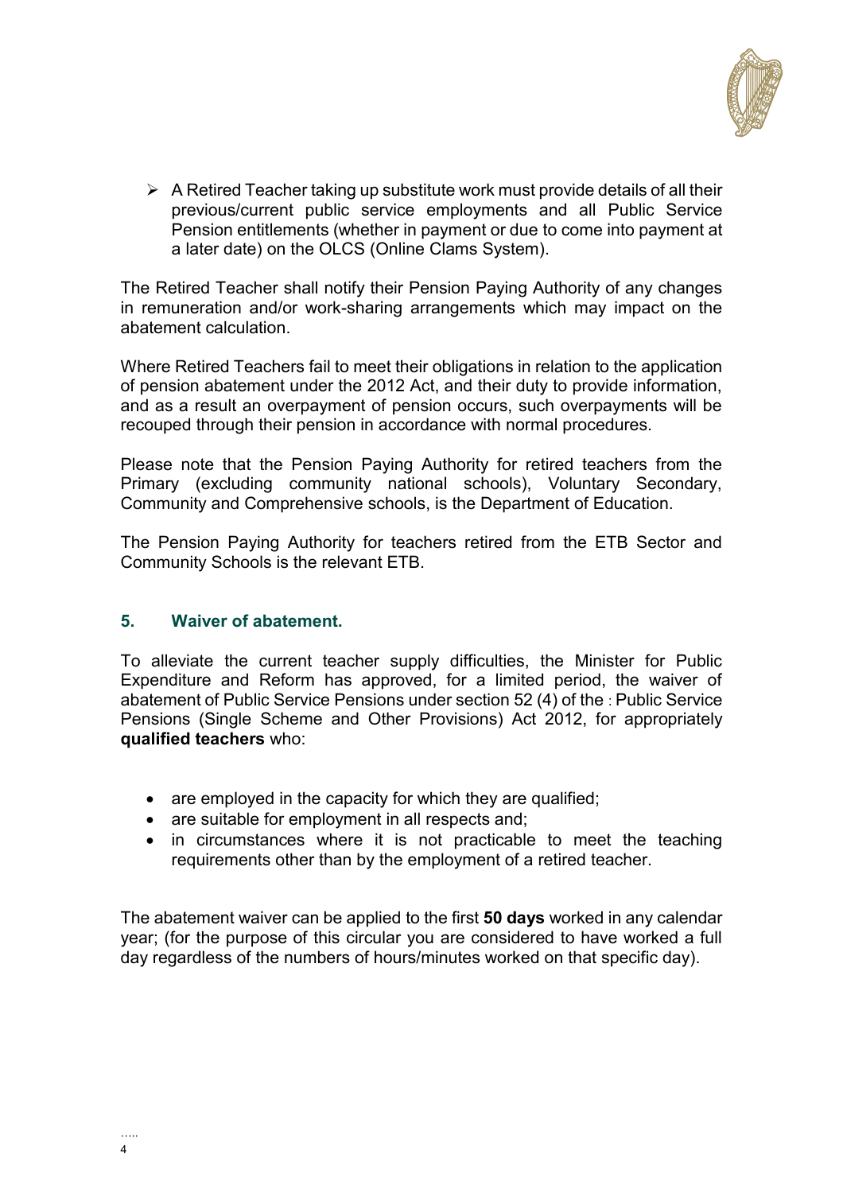- A Retired Teacher taking up substitute work must provide details of all their previous/current public service employments and all Public Service Pension entitlements (whether in payment or due to come into payment at a later date) on the OLCS (Online Clams System).

The Retired Teacher shall notify their Pension Paying Authority of any changes in remuneration and/or work-sharing arrangements which may impact on the abatement calculation.

Where Retired Teachers fail to meet their obligations in relation to the application of pension abatement under the 2012 Act, and their duty to provide information, and as a result an overpayment of pension occurs, such overpayments will be recouped through their pension in accordance with normal procedures.

Please note that the Pension Paying Authority for retired teachers from the Primary (excluding community national schools), Voluntary Secondary, Community and Comprehensive schools, is the Department of Education.

The Pension Paying Authority for teachers retired from the ETB Sector and Community Schools is the relevant ETB.

## 5. Waiver of abatement.

To alleviate the current teacher supply difficulties, the Minister for Public Expenditure and Reform has approved, for a limited period, the waiver of abatement of Public Service Pensions under section 52 (4) of the : Public Service Pensions (Single Scheme and Other Provisions) Act 2012, for appropriately **qualified teachers** who:

- are employed in the capacity for which they are qualified;
- are suitable for employment in all respects and;
- in circumstances where it is not practicable to meet the teaching requirements other than by the employment of a retired teacher.

The abatement waiver can be applied to the first **50 days** worked in any calendar year; (for the purpose of this circular you are considered to have worked a full day regardless of the numbers of hours/minutes worked on that specific day).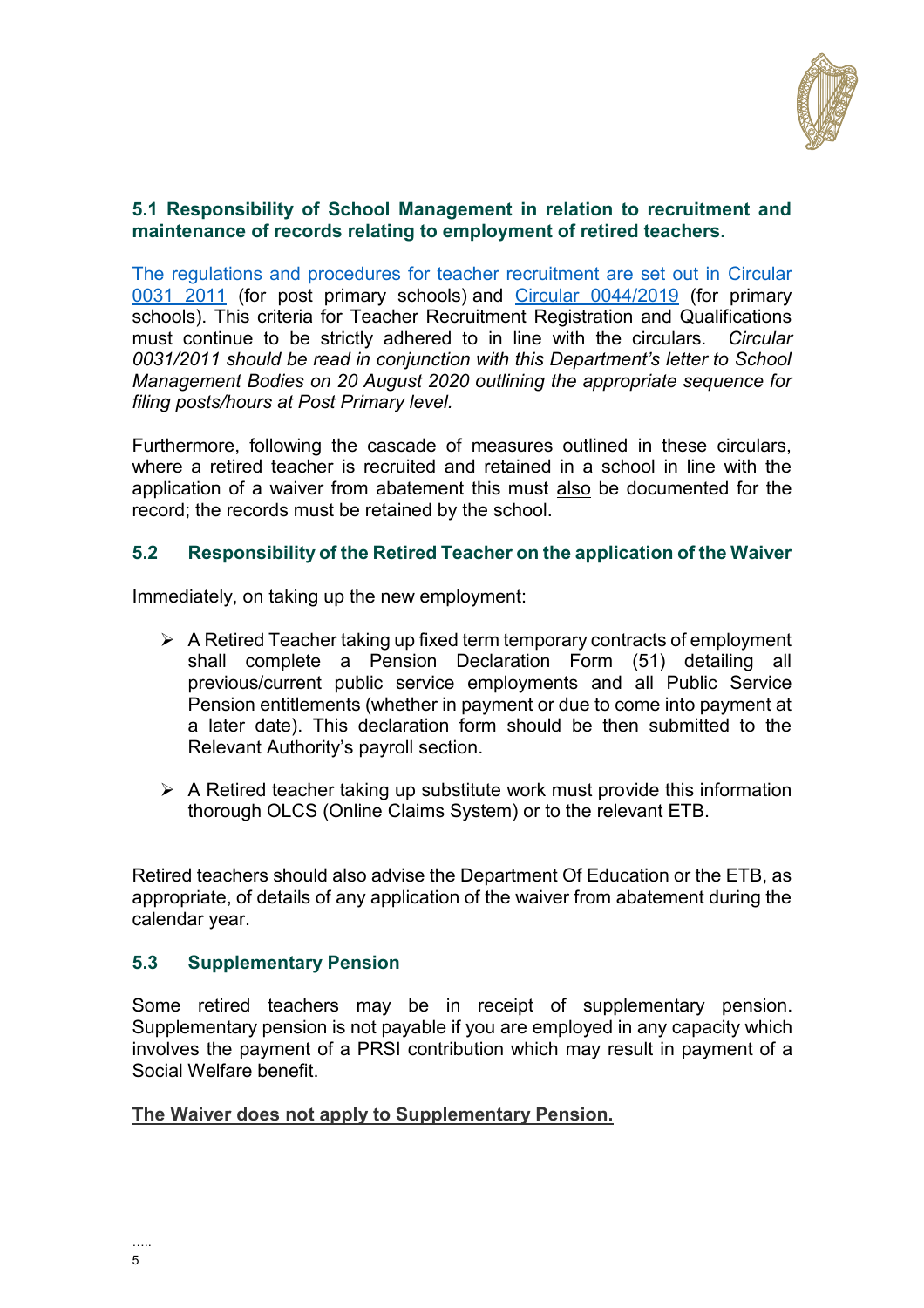### 5.1 Responsibility of School Management in relation to recruitment and maintenance of records relating to employment of retired teachers.

The regulations and procedures for teacher recruitment are set out in Circular 0031 2011 (for post primary schools) and Circular 0044/2019 (for primary schools). This criteria for Teacher Recruitment Registration and Qualifications must continue to be strictly adhered to in line with the circulars. *Circular 0031/2011 should be read in conjunction with this Department's letter to School Management Bodies on 20 August 2020 outlining the appropriate sequence for filing posts/hours at Post Primary level.*

Furthermore, following the cascade of measures outlined in these circulars, where a retired teacher is recruited and retained in a school in line with the application of a waiver from abatement this must also be documented for the record; the records must be retained by the school.

### 5.2 Responsibility of the Retired Teacher on the application of the Waiver

Immediately, on taking up the new employment:

- A Retired Teacher taking up fixed term temporary contracts of employment shall complete a Pension Declaration Form (51) detailing all previous/current public service employments and all Public Service Pension entitlements (whether in payment or due to come into payment at a later date). This declaration form should be then submitted to the Relevant Authority's payroll section.
- A Retired teacher taking up substitute work must provide this information thorough OLCS (Online Claims System) or to the relevant ETB.

Retired teachers should also advise the Department Of Education or the ETB, as appropriate, of details of any application of the waiver from abatement during the calendar year.

### 5.3 Supplementary Pension

Some retired teachers may be in receipt of supplementary pension. Supplementary pension is not payable if you are employed in any capacity which involves the payment of a PRSI contribution which may result in payment of a Social Welfare benefit.

**The Waiver does not apply to Supplementary Pension.**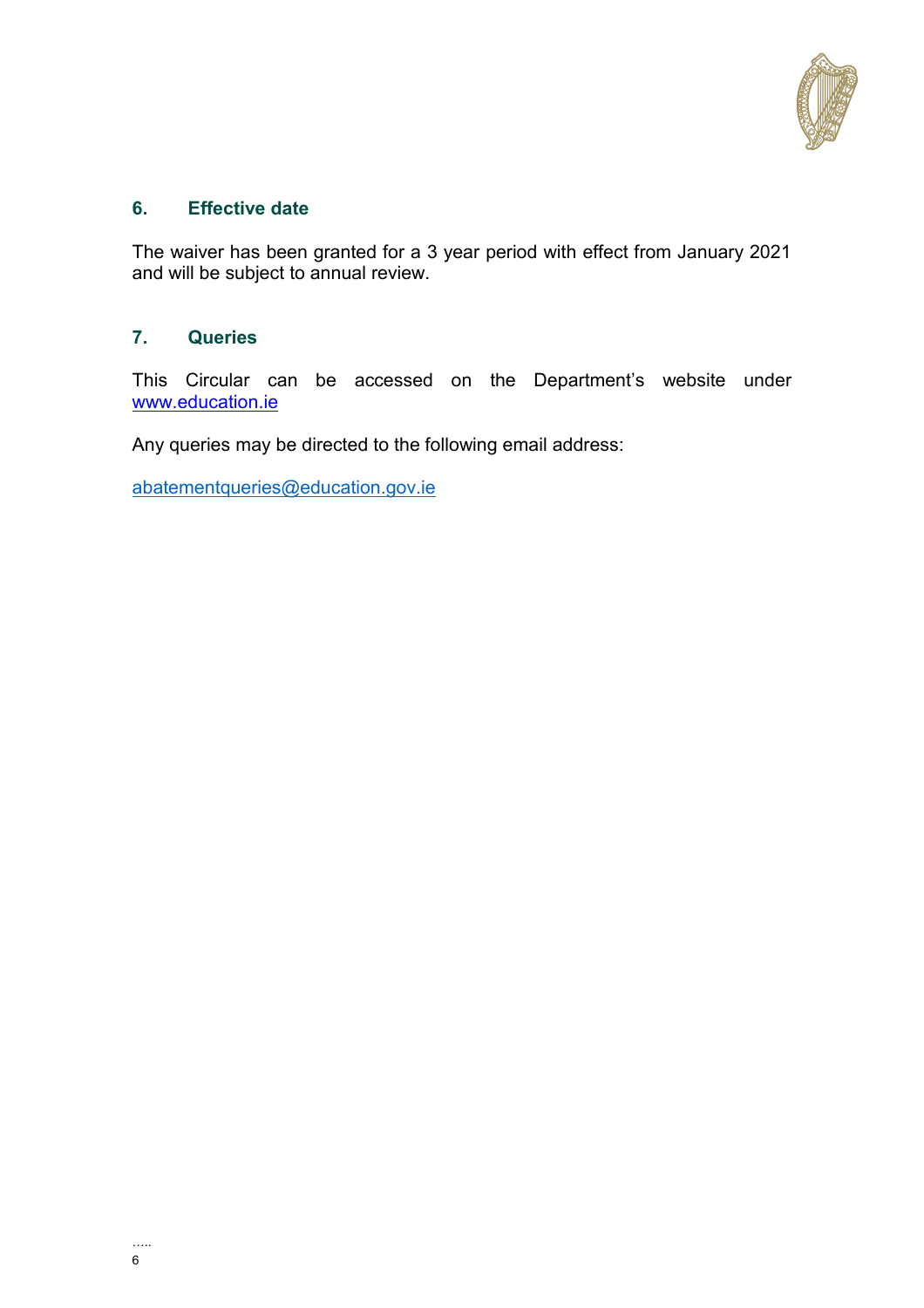## 6. Effective date

The waiver has been granted for a 3 year period with effect from January 2021 and will be subject to annual review.

## 7. Queries

This Circular can be accessed on the Department's website under [www.education.ie](http://www.education.ie)

Any queries may be directed to the following email address:

[abatementqueries@education.gov.ie](mailto:abatementqueries@education.gov.ie)